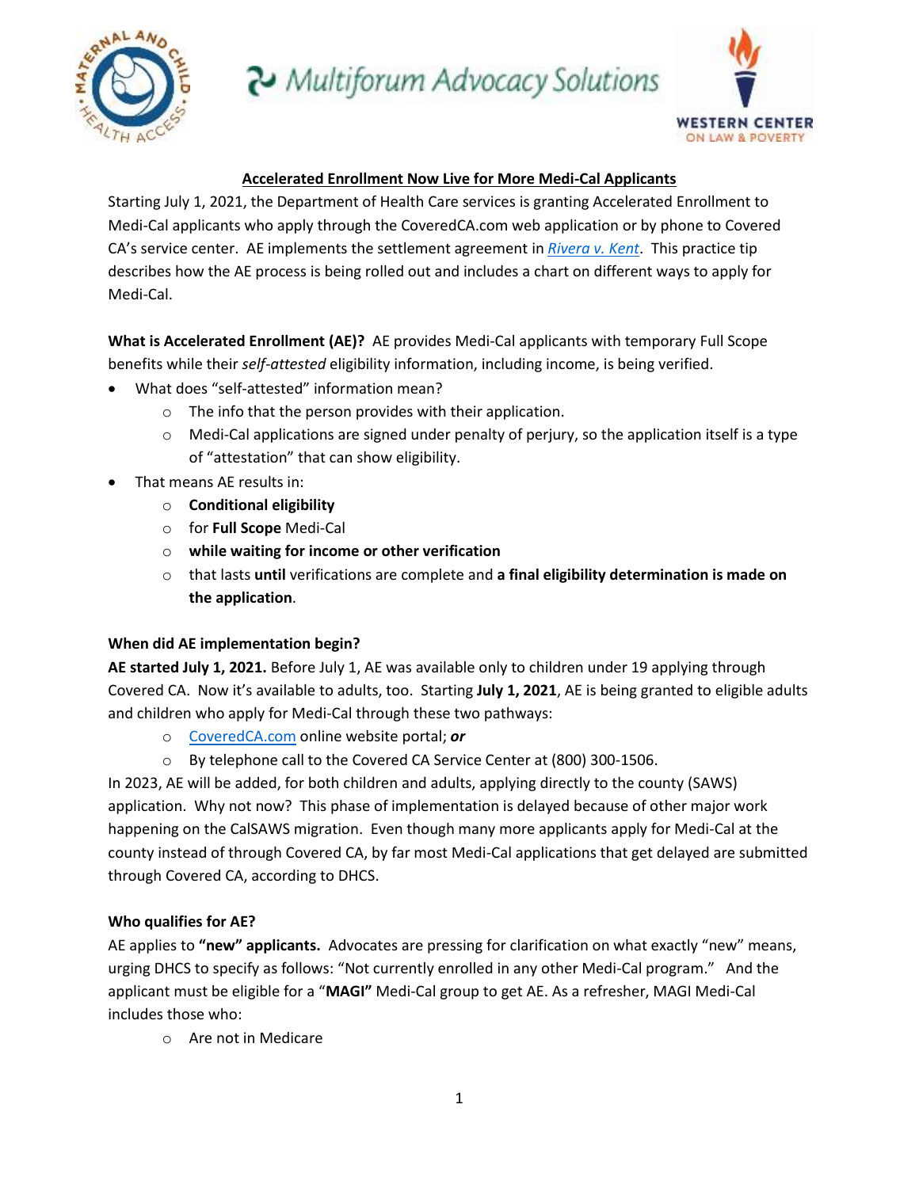# Accelerated Enrollment Now Live for More Medi-Cal Applicants

Starting July 1, 2021, the Department of Health Care services is granting Accelerated Enrollment to Medi-Cal applicants who apply through the CoveredCA.com web application or by phone to Covered CA's service center. AE implements the settlement agreement in *Rivera v. Kent*. This practice tip describes how the AE process is being rolled out and includes a chart on different ways to apply for Medi-Cal.

**What is Accelerated Enrollment (AE)?** AE provides Medi-Cal applicants with temporary Full Scope benefits while their *self-attested* eligibility information, including income, is being verified.

- What does "self-attested" information mean?
  - The info that the person provides with their application.
  - Medi-Cal applications are signed under penalty of perjury, so the application itself is a type of "attestation" that can show eligibility.
- That means AE results in:
  - **Conditional eligibility**
  - for **Full Scope** Medi-Cal
  - **while waiting for income or other verification**
  - that lasts **until** verifications are complete and **a final eligibility determination is made on the application**.

### When did AE implementation begin?

**AE started July 1, 2021.** Before July 1, AE was available only to children under 19 applying through Covered CA. Now it's available to adults, too. Starting **July 1, 2021**, AE is being granted to eligible adults and children who apply for Medi-Cal through these two pathways:

- CoveredCA.com online website portal; ***or***
- By telephone call to the Covered CA Service Center at (800) 300-1506.

In 2023, AE will be added, for both children and adults, applying directly to the county (SAWS) application. Why not now? This phase of implementation is delayed because of other major work happening on the CalSAWS migration. Even though many more applicants apply for Medi-Cal at the county instead of through Covered CA, by far most Medi-Cal applications that get delayed are submitted through Covered CA, according to DHCS.

### Who qualifies for AE?

AE applies to **"new" applicants.** Advocates are pressing for clarification on what exactly "new" means, urging DHCS to specify as follows: "Not currently enrolled in any other Medi-Cal program." And the applicant must be eligible for a "**MAGI**" Medi-Cal group to get AE. As a refresher, MAGI Medi-Cal includes those who:

- Are not in Medicare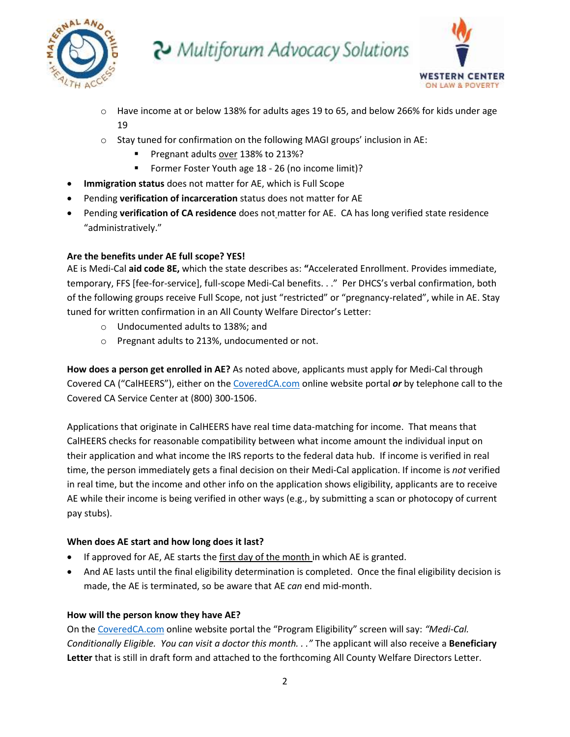- Have income at or below 138% for adults ages 19 to 65, and below 266% for kids under age 19
- Stay tuned for confirmation on the following MAGI groups' inclusion in AE:
  - Pregnant adults <u>over</u> 138% to 213%?
  - Former Foster Youth age 18 - 26 (no income limit)?

- **Immigration status** does not matter for AE, which is Full Scope
- Pending **verification of incarceration** status does not matter for AE
- Pending **verification of CA residence** does not matter for AE. CA has long verified state residence "administratively."

**Are the benefits under AE full scope? YES!**
AE is Medi-Cal **aid code 8E,** which the state describes as: **"**Accelerated Enrollment. Provides immediate, temporary, FFS [fee-for-service], full-scope Medi-Cal benefits. . ." Per DHCS's verbal confirmation, both of the following groups receive Full Scope, not just "restricted" or "pregnancy-related", while in AE. Stay tuned for written confirmation in an All County Welfare Director's Letter:

- Undocumented adults to 138%; and
- Pregnant adults to 213%, undocumented or not.

**How does a person get enrolled in AE?** As noted above, applicants must apply for Medi-Cal through Covered CA ("CalHEERS"), either on the CoveredCA.com online website portal ***or*** by telephone call to the Covered CA Service Center at (800) 300-1506.

Applications that originate in CalHEERS have real time data-matching for income. That means that CalHEERS checks for reasonable compatibility between what income amount the individual input on their application and what income the IRS reports to the federal data hub. If income is verified in real time, the person immediately gets a final decision on their Medi-Cal application. If income is *not* verified in real time, but the income and other info on the application shows eligibility, applicants are to receive AE while their income is being verified in other ways (e.g., by submitting a scan or photocopy of current pay stubs).

**When does AE start and how long does it last?**

- If approved for AE, AE starts the <u>first day of the month</u> in which AE is granted.
- And AE lasts until the final eligibility determination is completed. Once the final eligibility decision is made, the AE is terminated, so be aware that AE *can* end mid-month.

**How will the person know they have AE?**
On the CoveredCA.com online website portal the "Program Eligibility" screen will say: *"Medi-Cal. Conditionally Eligible. You can visit a doctor this month. . ."* The applicant will also receive a **Beneficiary Letter** that is still in draft form and attached to the forthcoming All County Welfare Directors Letter.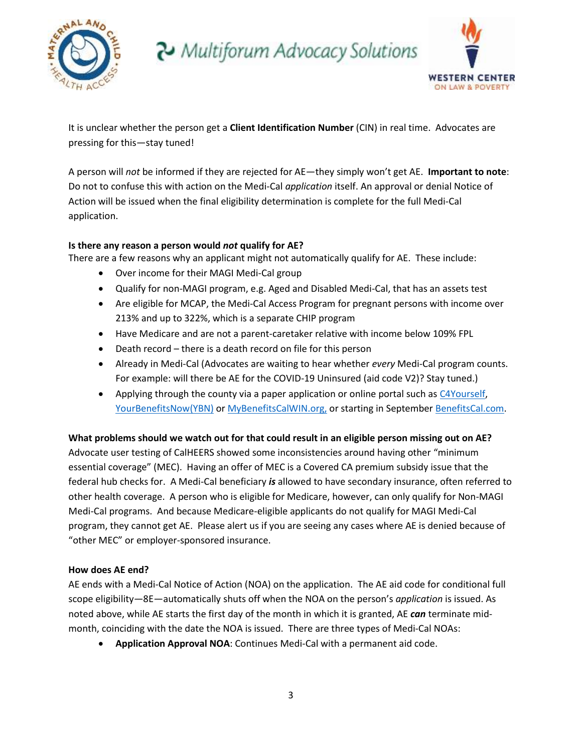It is unclear whether the person get a **Client Identification Number** (CIN) in real time. Advocates are pressing for this—stay tuned!

A person will *not* be informed if they are rejected for AE—they simply won't get AE. **Important to note**: Do not to confuse this with action on the Medi-Cal *application* itself. An approval or denial Notice of Action will be issued when the final eligibility determination is complete for the full Medi-Cal application.

**Is there any reason a person would *not* qualify for AE?**

There are a few reasons why an applicant might not automatically qualify for AE. These include:

- Over income for their MAGI Medi-Cal group
- Qualify for non-MAGI program, e.g. Aged and Disabled Medi-Cal, that has an assets test
- Are eligible for MCAP, the Medi-Cal Access Program for pregnant persons with income over 213% and up to 322%, which is a separate CHIP program
- Have Medicare and are not a parent-caretaker relative with income below 109% FPL
- Death record – there is a death record on file for this person
- Already in Medi-Cal (Advocates are waiting to hear whether *every* Medi-Cal program counts. For example: will there be AE for the COVID-19 Uninsured (aid code V2)? Stay tuned.)
- Applying through the county via a paper application or online portal such as C4Yourself, YourBenefitsNow(YBN) or MyBenefitsCalWIN.org, or starting in September BenefitsCal.com.

**What problems should we watch out for that could result in an eligible person missing out on AE?**

Advocate user testing of CalHEERS showed some inconsistencies around having other "minimum essential coverage" (MEC). Having an offer of MEC is a Covered CA premium subsidy issue that the federal hub checks for. A Medi-Cal beneficiary ***is*** allowed to have secondary insurance, often referred to other health coverage. A person who is eligible for Medicare, however, can only qualify for Non-MAGI Medi-Cal programs. And because Medicare-eligible applicants do not qualify for MAGI Medi-Cal program, they cannot get AE. Please alert us if you are seeing any cases where AE is denied because of "other MEC" or employer-sponsored insurance.

**How does AE end?**

AE ends with a Medi-Cal Notice of Action (NOA) on the application. The AE aid code for conditional full scope eligibility—8E—automatically shuts off when the NOA on the person's *application* is issued. As noted above, while AE starts the first day of the month in which it is granted, AE ***can*** terminate mid-month, coinciding with the date the NOA is issued. There are three types of Medi-Cal NOAs:

- **Application Approval NOA**: Continues Medi-Cal with a permanent aid code.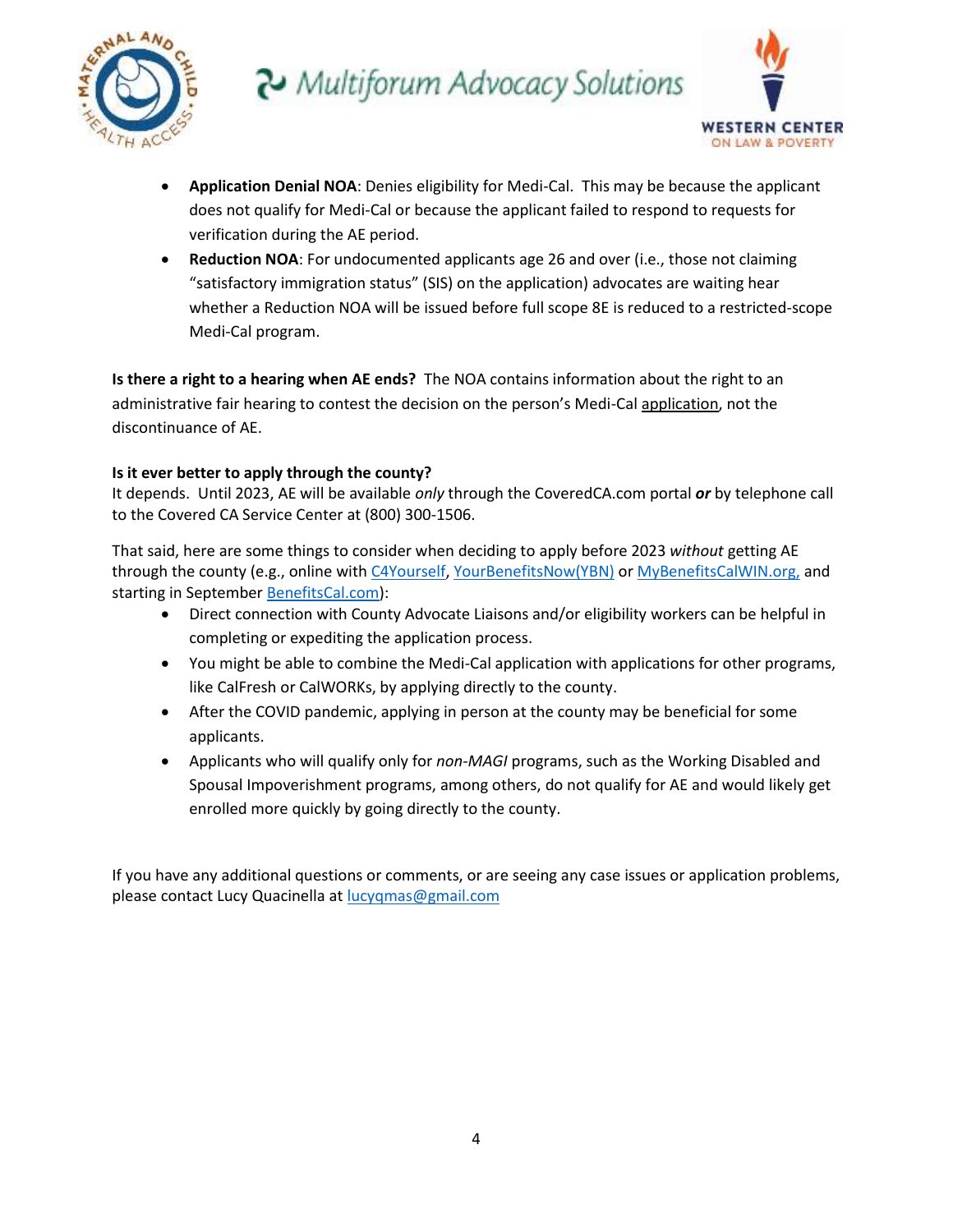- **Application Denial NOA**: Denies eligibility for Medi-Cal. This may be because the applicant does not qualify for Medi-Cal or because the applicant failed to respond to requests for verification during the AE period.
- **Reduction NOA**: For undocumented applicants age 26 and over (i.e., those not claiming "satisfactory immigration status" (SIS) on the application) advocates are waiting hear whether a Reduction NOA will be issued before full scope 8E is reduced to a restricted-scope Medi-Cal program.

**Is there a right to a hearing when AE ends?** The NOA contains information about the right to an administrative fair hearing to contest the decision on the person's Medi-Cal application, not the discontinuance of AE.

**Is it ever better to apply through the county?**
It depends. Until 2023, AE will be available *only* through the CoveredCA.com portal ***or*** by telephone call to the Covered CA Service Center at (800) 300-1506.

That said, here are some things to consider when deciding to apply before 2023 *without* getting AE through the county (e.g., online with C4Yourself, YourBenefitsNow(YBN) or MyBenefitsCalWIN.org, and starting in September BenefitsCal.com):

- Direct connection with County Advocate Liaisons and/or eligibility workers can be helpful in completing or expediting the application process.
- You might be able to combine the Medi-Cal application with applications for other programs, like CalFresh or CalWORKs, by applying directly to the county.
- After the COVID pandemic, applying in person at the county may be beneficial for some applicants.
- Applicants who will qualify only for *non-MAGI* programs, such as the Working Disabled and Spousal Impoverishment programs, among others, do not qualify for AE and would likely get enrolled more quickly by going directly to the county.

If you have any additional questions or comments, or are seeing any case issues or application problems, please contact Lucy Quacinella at lucyqmas@gmail.com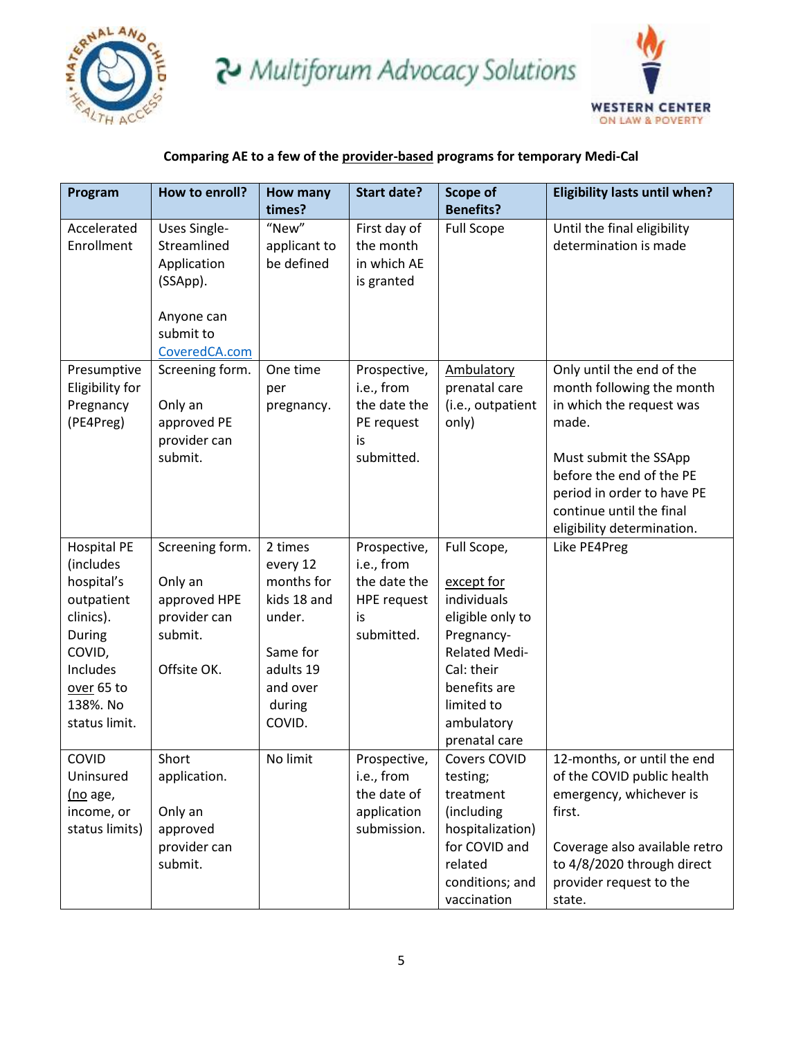**Comparing AE to a few of the provider-based programs for temporary Medi-Cal**

| Program | How to enroll? | How many times? | Start date? | Scope of Benefits? | Eligibility lasts until when? |
|---|---|---|---|---|---|
| Accelerated Enrollment | Uses Single-Streamlined Application (SSApp).<br><br>Anyone can submit to CoveredCA.com | "New" applicant to be defined | First day of the month in which AE is granted | Full Scope | Until the final eligibility determination is made |
| Presumptive Eligibility for Pregnancy (PE4Preg) | Screening form.<br><br>Only an approved PE provider can submit. | One time per pregnancy. | Prospective, i.e., from the date the PE request is submitted. | Ambulatory prenatal care (i.e., outpatient only) | Only until the end of the month following the month in which the request was made.<br><br>Must submit the SSApp before the end of the PE period in order to have PE continue until the final eligibility determination. |
| Hospital PE (includes hospital's outpatient clinics). During COVID, Includes over 65 to 138%. No status limit. | Screening form.<br><br>Only an approved HPE provider can submit.<br><br>Offsite OK. | 2 times every 12 months for kids 18 and under.<br><br>Same for adults 19 and over during COVID. | Prospective, i.e., from the date the HPE request is submitted. | Full Scope,<br><br>except for individuals eligible only to Pregnancy-Related Medi-Cal: their benefits are limited to ambulatory prenatal care | Like PE4Preg |
| COVID Uninsured (no age, income, or status limits) | Short application.<br><br>Only an approved provider can submit. | No limit | Prospective, i.e., from the date of application submission. | Covers COVID testing; treatment (including hospitalization) for COVID and related conditions; and vaccination | 12-months, or until the end of the COVID public health emergency, whichever is first.<br><br>Coverage also available retro to 4/8/2020 through direct provider request to the state. |